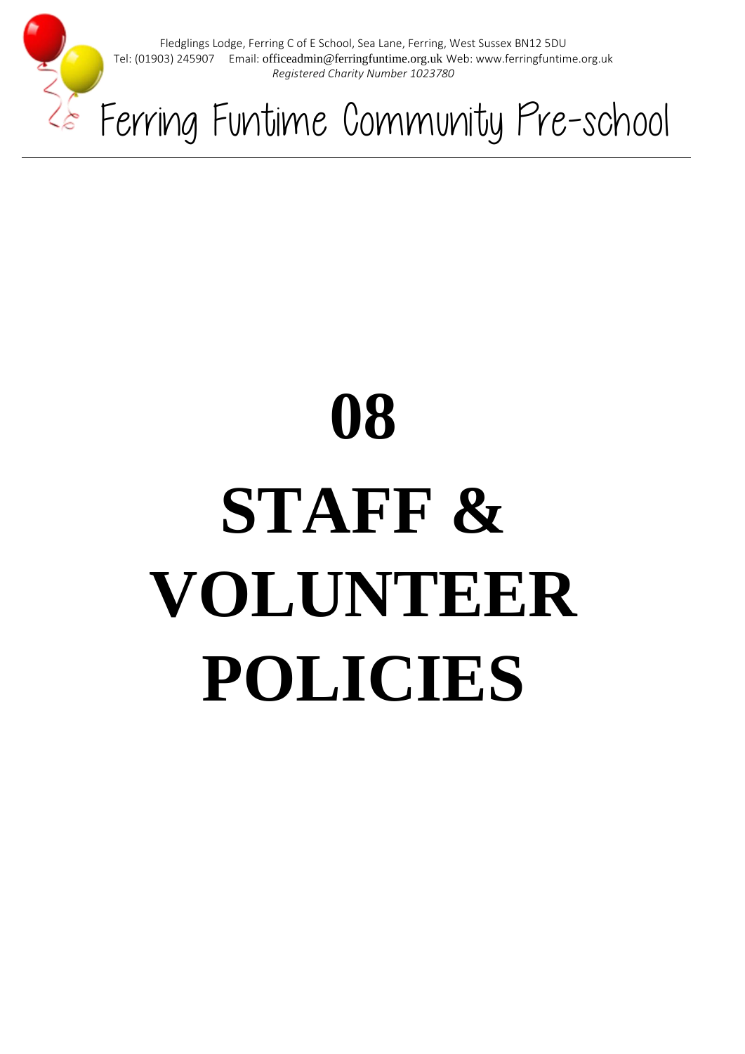Fledglings Lodge, Ferring C of E School, Sea Lane, Ferring, West Sussex BN12 5DU
Tel: (01903) 245907 Email: officeadmin@ferringfuntime.org.uk Web: www.ferringfuntime.org.uk
*Registered Charity Number 1023780*

Ferring Funtime Community Pre-school

---

# 08

# STAFF & VOLUNTEER POLICIES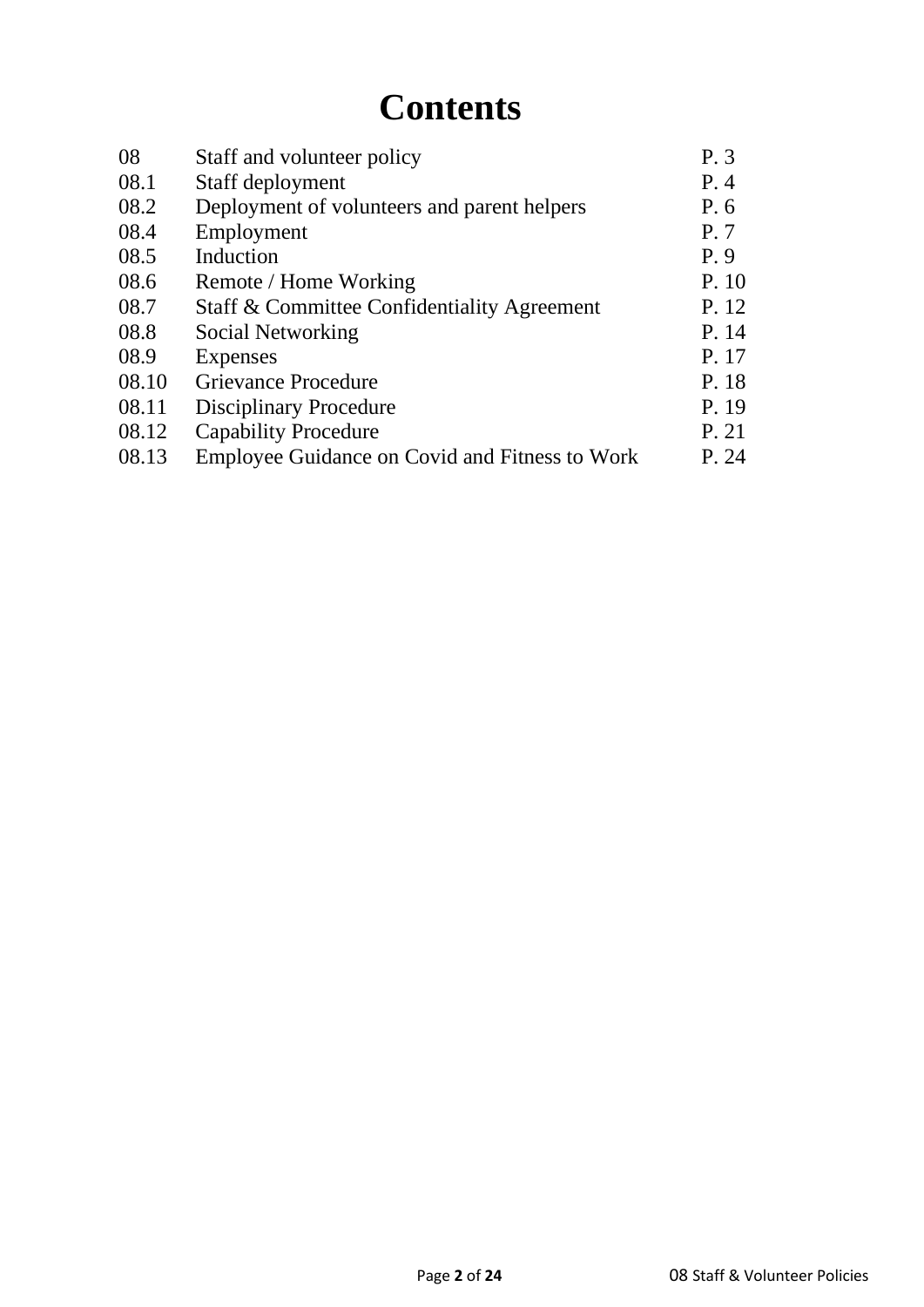# Contents

| | | |
|---|---|---|
| 08 | Staff and volunteer policy | P. 3 |
| 08.1 | Staff deployment | P. 4 |
| 08.2 | Deployment of volunteers and parent helpers | P. 6 |
| 08.4 | Employment | P. 7 |
| 08.5 | Induction | P. 9 |
| 08.6 | Remote / Home Working | P. 10 |
| 08.7 | Staff & Committee Confidentiality Agreement | P. 12 |
| 08.8 | Social Networking | P. 14 |
| 08.9 | Expenses | P. 17 |
| 08.10 | Grievance Procedure | P. 18 |
| 08.11 | Disciplinary Procedure | P. 19 |
| 08.12 | Capability Procedure | P. 21 |
| 08.13 | Employee Guidance on Covid and Fitness to Work | P. 24 |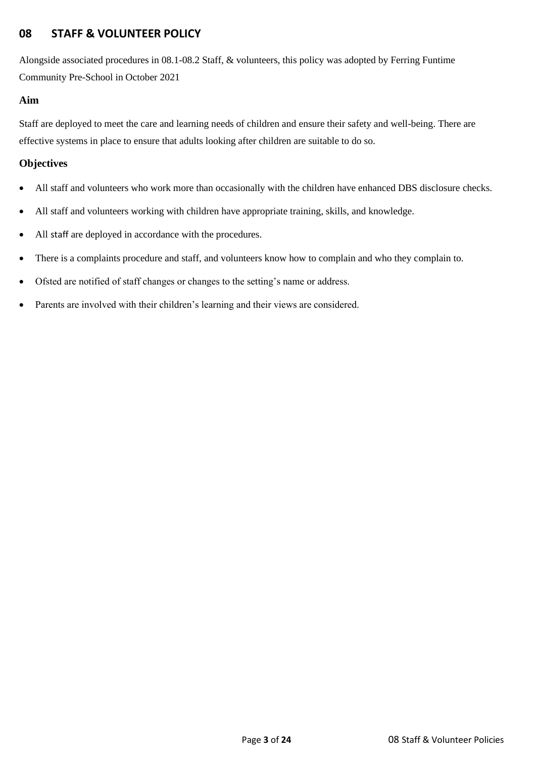## 08 STAFF & VOLUNTEER POLICY

Alongside associated procedures in 08.1-08.2 Staff, & volunteers, this policy was adopted by Ferring Funtime Community Pre-School in October 2021

### Aim

Staff are deployed to meet the care and learning needs of children and ensure their safety and well-being. There are effective systems in place to ensure that adults looking after children are suitable to do so.

### Objectives

- All staff and volunteers who work more than occasionally with the children have enhanced DBS disclosure checks.
- All staff and volunteers working with children have appropriate training, skills, and knowledge.
- All staff are deployed in accordance with the procedures.
- There is a complaints procedure and staff, and volunteers know how to complain and who they complain to.
- Ofsted are notified of staff changes or changes to the setting's name or address.
- Parents are involved with their children's learning and their views are considered.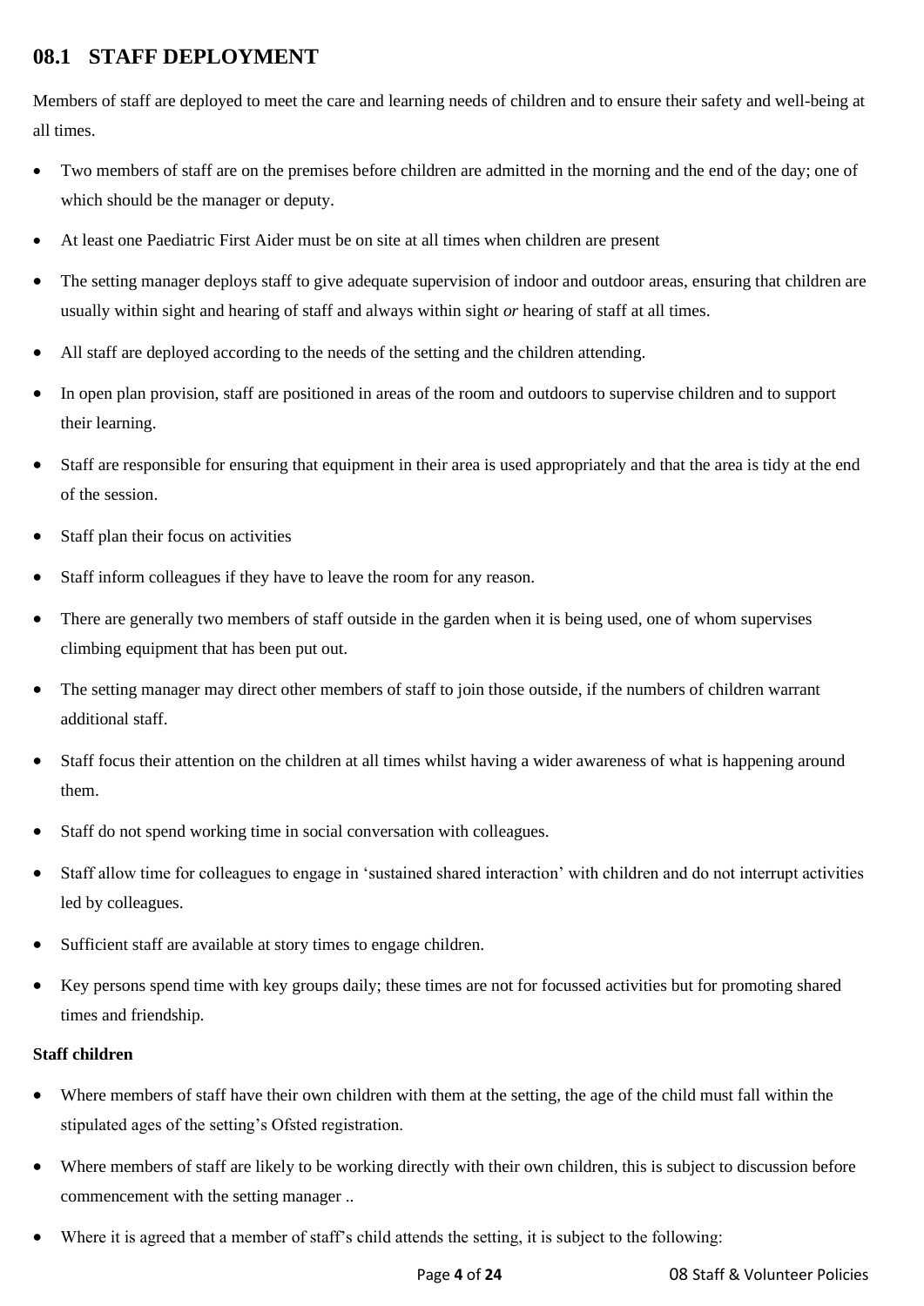## 08.1 STAFF DEPLOYMENT

Members of staff are deployed to meet the care and learning needs of children and to ensure their safety and well-being at all times.

- Two members of staff are on the premises before children are admitted in the morning and the end of the day; one of which should be the manager or deputy.
- At least one Paediatric First Aider must be on site at all times when children are present
- The setting manager deploys staff to give adequate supervision of indoor and outdoor areas, ensuring that children are usually within sight and hearing of staff and always within sight *or* hearing of staff at all times.
- All staff are deployed according to the needs of the setting and the children attending.
- In open plan provision, staff are positioned in areas of the room and outdoors to supervise children and to support their learning.
- Staff are responsible for ensuring that equipment in their area is used appropriately and that the area is tidy at the end of the session.
- Staff plan their focus on activities
- Staff inform colleagues if they have to leave the room for any reason.
- There are generally two members of staff outside in the garden when it is being used, one of whom supervises climbing equipment that has been put out.
- The setting manager may direct other members of staff to join those outside, if the numbers of children warrant additional staff.
- Staff focus their attention on the children at all times whilst having a wider awareness of what is happening around them.
- Staff do not spend working time in social conversation with colleagues.
- Staff allow time for colleagues to engage in 'sustained shared interaction' with children and do not interrupt activities led by colleagues.
- Sufficient staff are available at story times to engage children.
- Key persons spend time with key groups daily; these times are not for focussed activities but for promoting shared times and friendship.

**Staff children**

- Where members of staff have their own children with them at the setting, the age of the child must fall within the stipulated ages of the setting's Ofsted registration.
- Where members of staff are likely to be working directly with their own children, this is subject to discussion before commencement with the setting manager ..
- Where it is agreed that a member of staff's child attends the setting, it is subject to the following: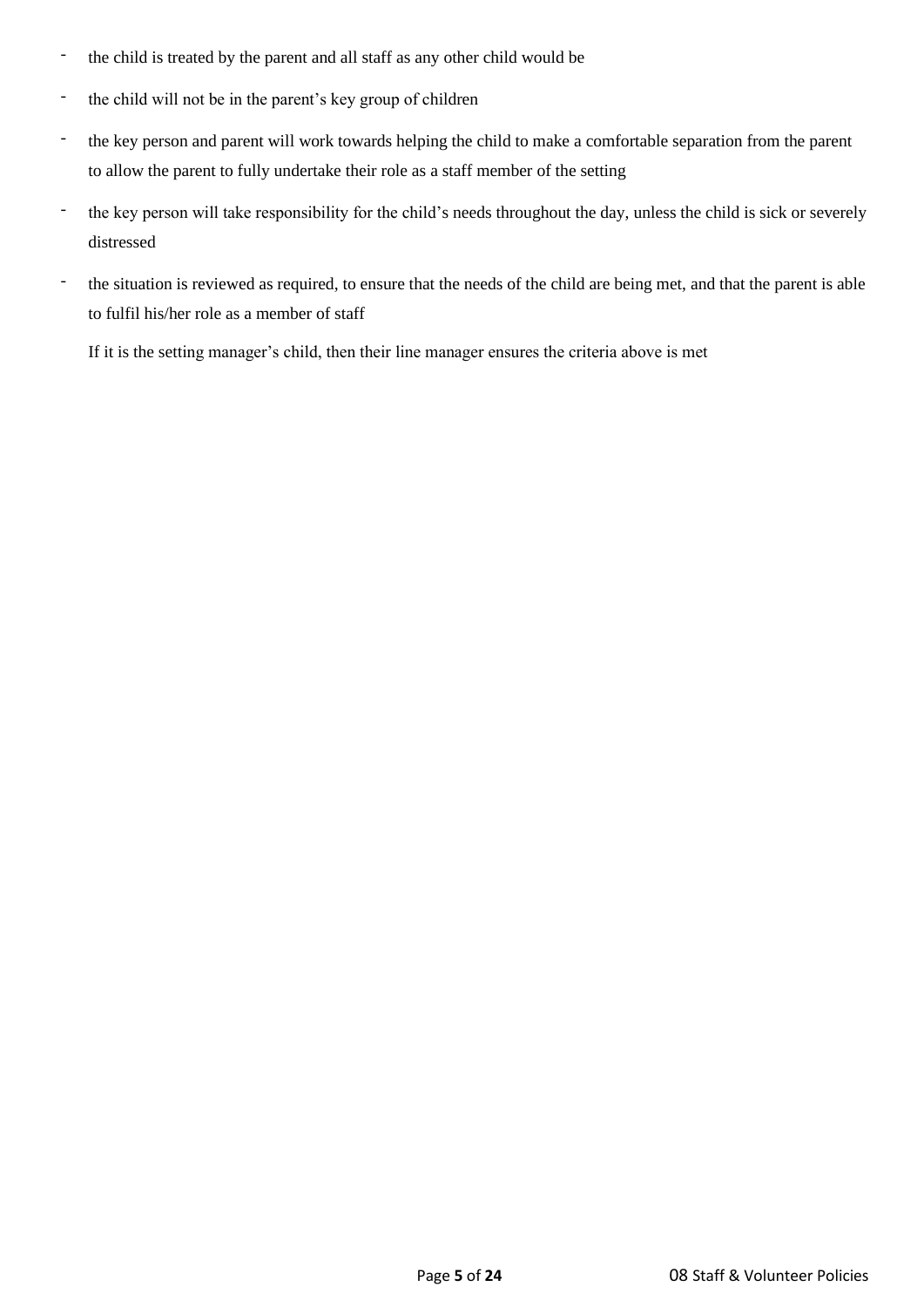- the child is treated by the parent and all staff as any other child would be
- the child will not be in the parent's key group of children
- the key person and parent will work towards helping the child to make a comfortable separation from the parent to allow the parent to fully undertake their role as a staff member of the setting
- the key person will take responsibility for the child's needs throughout the day, unless the child is sick or severely distressed
- the situation is reviewed as required, to ensure that the needs of the child are being met, and that the parent is able to fulfil his/her role as a member of staff

If it is the setting manager's child, then their line manager ensures the criteria above is met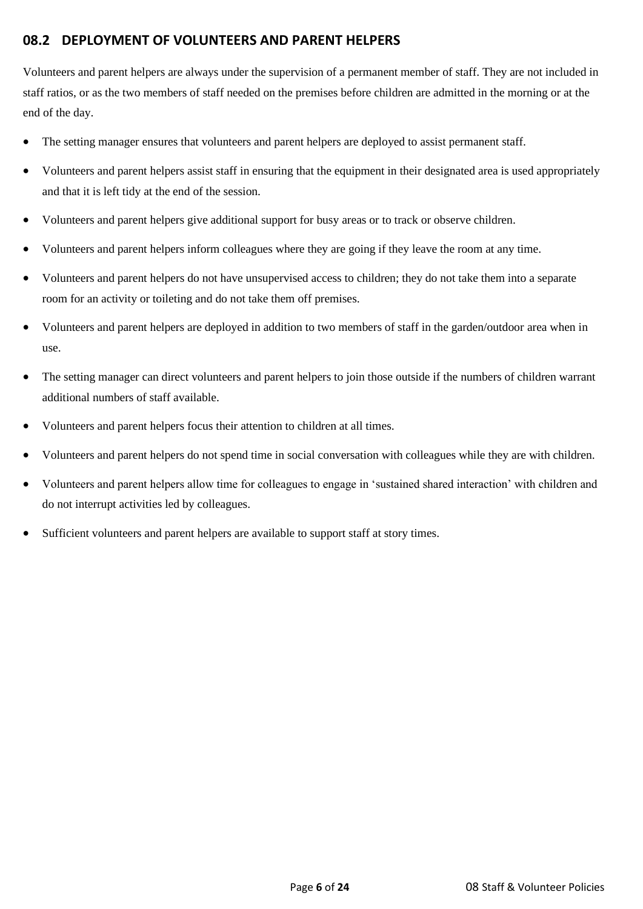## 08.2 DEPLOYMENT OF VOLUNTEERS AND PARENT HELPERS

Volunteers and parent helpers are always under the supervision of a permanent member of staff. They are not included in staff ratios, or as the two members of staff needed on the premises before children are admitted in the morning or at the end of the day.

- The setting manager ensures that volunteers and parent helpers are deployed to assist permanent staff.
- Volunteers and parent helpers assist staff in ensuring that the equipment in their designated area is used appropriately and that it is left tidy at the end of the session.
- Volunteers and parent helpers give additional support for busy areas or to track or observe children.
- Volunteers and parent helpers inform colleagues where they are going if they leave the room at any time.
- Volunteers and parent helpers do not have unsupervised access to children; they do not take them into a separate room for an activity or toileting and do not take them off premises.
- Volunteers and parent helpers are deployed in addition to two members of staff in the garden/outdoor area when in use.
- The setting manager can direct volunteers and parent helpers to join those outside if the numbers of children warrant additional numbers of staff available.
- Volunteers and parent helpers focus their attention to children at all times.
- Volunteers and parent helpers do not spend time in social conversation with colleagues while they are with children.
- Volunteers and parent helpers allow time for colleagues to engage in 'sustained shared interaction' with children and do not interrupt activities led by colleagues.
- Sufficient volunteers and parent helpers are available to support staff at story times.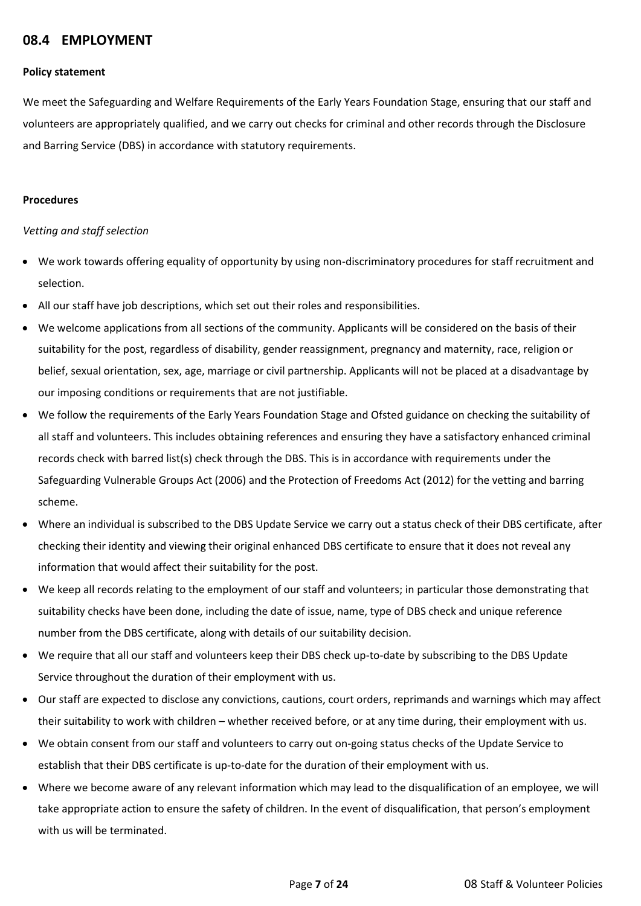## 08.4 EMPLOYMENT

**Policy statement**

We meet the Safeguarding and Welfare Requirements of the Early Years Foundation Stage, ensuring that our staff and volunteers are appropriately qualified, and we carry out checks for criminal and other records through the Disclosure and Barring Service (DBS) in accordance with statutory requirements.

**Procedures**

*Vetting and staff selection*

- We work towards offering equality of opportunity by using non-discriminatory procedures for staff recruitment and selection.
- All our staff have job descriptions, which set out their roles and responsibilities.
- We welcome applications from all sections of the community. Applicants will be considered on the basis of their suitability for the post, regardless of disability, gender reassignment, pregnancy and maternity, race, religion or belief, sexual orientation, sex, age, marriage or civil partnership. Applicants will not be placed at a disadvantage by our imposing conditions or requirements that are not justifiable.
- We follow the requirements of the Early Years Foundation Stage and Ofsted guidance on checking the suitability of all staff and volunteers. This includes obtaining references and ensuring they have a satisfactory enhanced criminal records check with barred list(s) check through the DBS. This is in accordance with requirements under the Safeguarding Vulnerable Groups Act (2006) and the Protection of Freedoms Act (2012) for the vetting and barring scheme.
- Where an individual is subscribed to the DBS Update Service we carry out a status check of their DBS certificate, after checking their identity and viewing their original enhanced DBS certificate to ensure that it does not reveal any information that would affect their suitability for the post.
- We keep all records relating to the employment of our staff and volunteers; in particular those demonstrating that suitability checks have been done, including the date of issue, name, type of DBS check and unique reference number from the DBS certificate, along with details of our suitability decision.
- We require that all our staff and volunteers keep their DBS check up-to-date by subscribing to the DBS Update Service throughout the duration of their employment with us.
- Our staff are expected to disclose any convictions, cautions, court orders, reprimands and warnings which may affect their suitability to work with children – whether received before, or at any time during, their employment with us.
- We obtain consent from our staff and volunteers to carry out on-going status checks of the Update Service to establish that their DBS certificate is up-to-date for the duration of their employment with us.
- Where we become aware of any relevant information which may lead to the disqualification of an employee, we will take appropriate action to ensure the safety of children. In the event of disqualification, that person's employment with us will be terminated.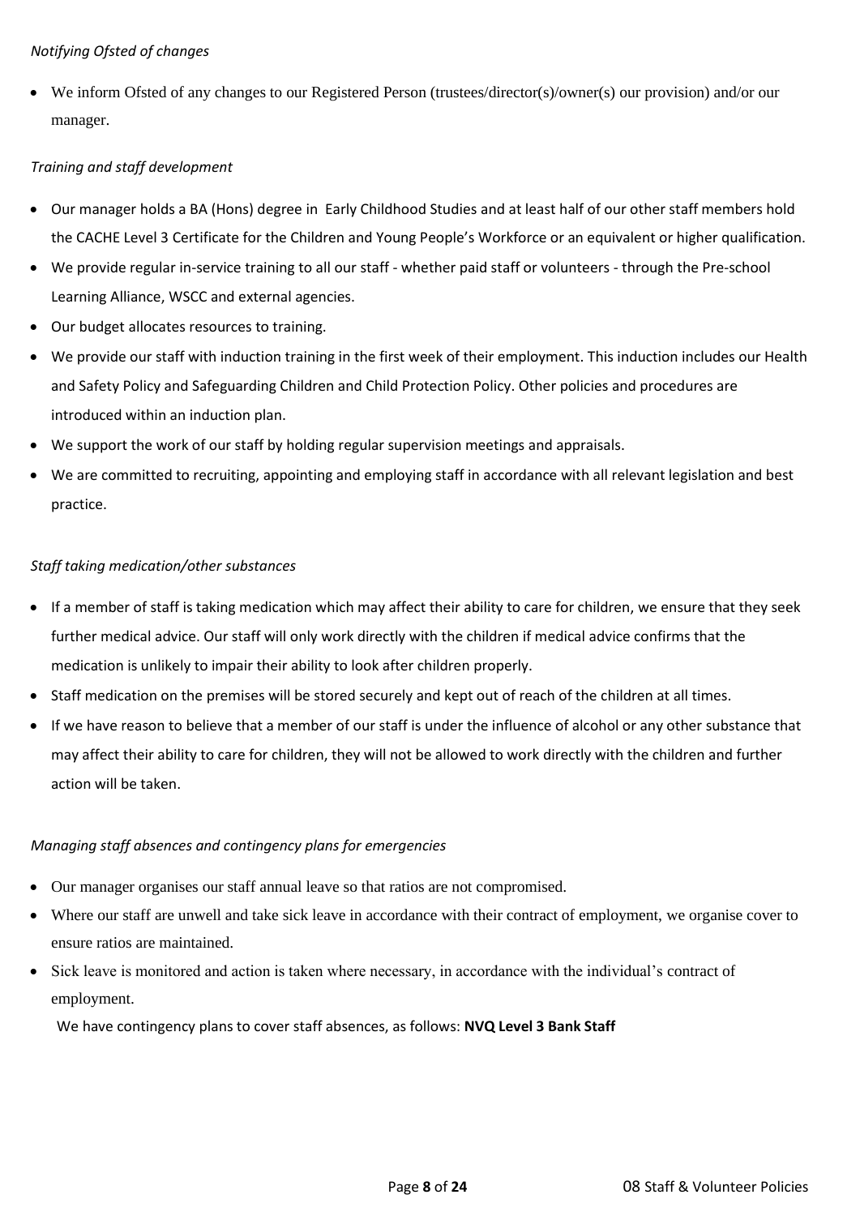*Notifying Ofsted of changes*

- We inform Ofsted of any changes to our Registered Person (trustees/director(s)/owner(s) our provision) and/or our manager.

*Training and staff development*

- Our manager holds a BA (Hons) degree in Early Childhood Studies and at least half of our other staff members hold the CACHE Level 3 Certificate for the Children and Young People's Workforce or an equivalent or higher qualification.
- We provide regular in-service training to all our staff - whether paid staff or volunteers - through the Pre-school Learning Alliance, WSCC and external agencies.
- Our budget allocates resources to training.
- We provide our staff with induction training in the first week of their employment. This induction includes our Health and Safety Policy and Safeguarding Children and Child Protection Policy. Other policies and procedures are introduced within an induction plan.
- We support the work of our staff by holding regular supervision meetings and appraisals.
- We are committed to recruiting, appointing and employing staff in accordance with all relevant legislation and best practice.

*Staff taking medication/other substances*

- If a member of staff is taking medication which may affect their ability to care for children, we ensure that they seek further medical advice. Our staff will only work directly with the children if medical advice confirms that the medication is unlikely to impair their ability to look after children properly.
- Staff medication on the premises will be stored securely and kept out of reach of the children at all times.
- If we have reason to believe that a member of our staff is under the influence of alcohol or any other substance that may affect their ability to care for children, they will not be allowed to work directly with the children and further action will be taken.

*Managing staff absences and contingency plans for emergencies*

- Our manager organises our staff annual leave so that ratios are not compromised.
- Where our staff are unwell and take sick leave in accordance with their contract of employment, we organise cover to ensure ratios are maintained.
- Sick leave is monitored and action is taken where necessary, in accordance with the individual's contract of employment.

  We have contingency plans to cover staff absences, as follows: **NVQ Level 3 Bank Staff**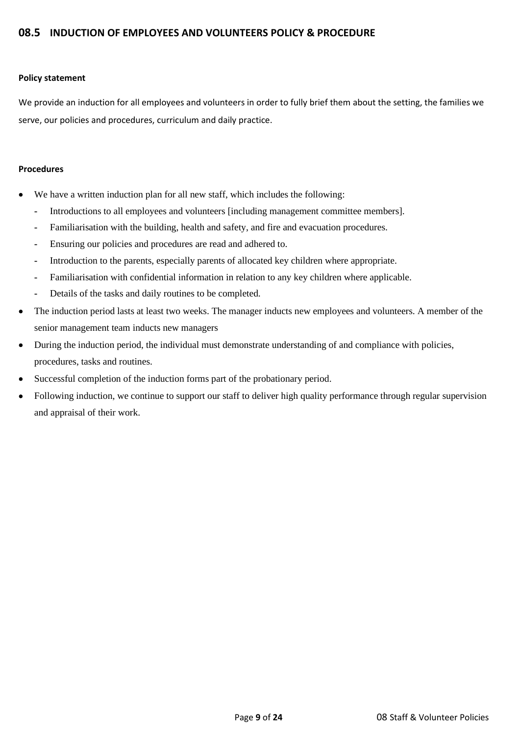## 08.5 INDUCTION OF EMPLOYEES AND VOLUNTEERS POLICY & PROCEDURE

**Policy statement**

We provide an induction for all employees and volunteers in order to fully brief them about the setting, the families we serve, our policies and procedures, curriculum and daily practice.

**Procedures**

- We have a written induction plan for all new staff, which includes the following:
  - Introductions to all employees and volunteers [including management committee members].
  - Familiarisation with the building, health and safety, and fire and evacuation procedures.
  - Ensuring our policies and procedures are read and adhered to.
  - Introduction to the parents, especially parents of allocated key children where appropriate.
  - Familiarisation with confidential information in relation to any key children where applicable.
  - Details of the tasks and daily routines to be completed.
- The induction period lasts at least two weeks. The manager inducts new employees and volunteers. A member of the senior management team inducts new managers
- During the induction period, the individual must demonstrate understanding of and compliance with policies, procedures, tasks and routines.
- Successful completion of the induction forms part of the probationary period.
- Following induction, we continue to support our staff to deliver high quality performance through regular supervision and appraisal of their work.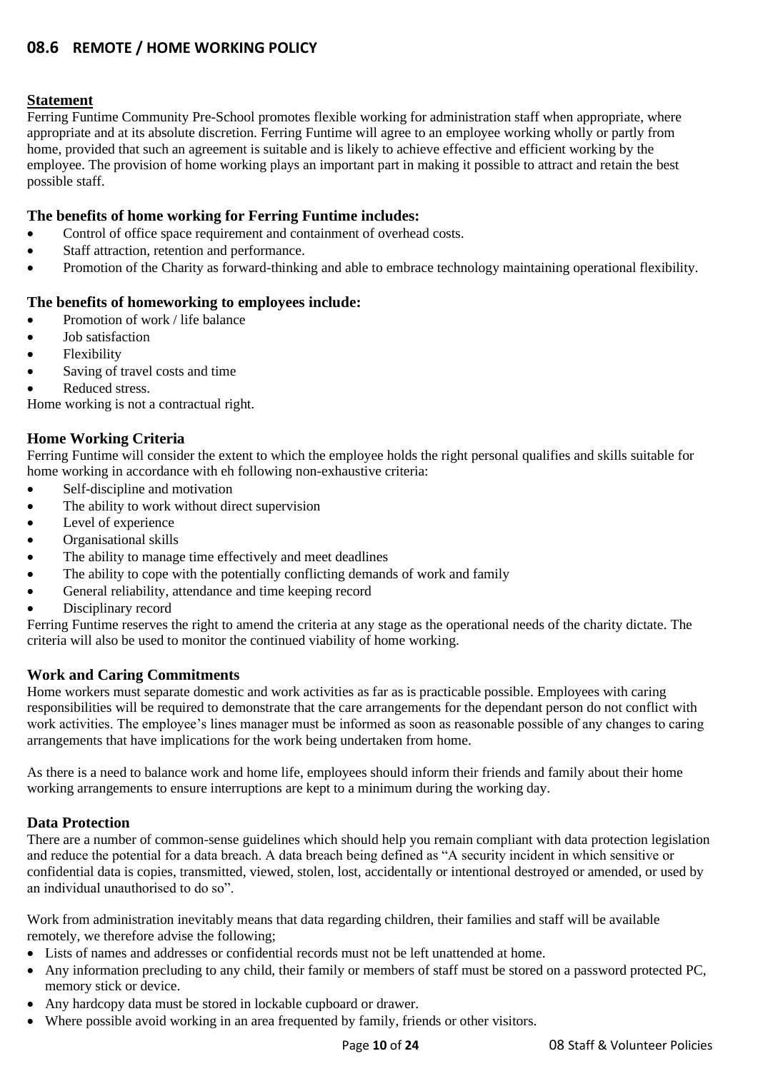## 08.6 REMOTE / HOME WORKING POLICY

### Statement

Ferring Funtime Community Pre-School promotes flexible working for administration staff when appropriate, where appropriate and at its absolute discretion. Ferring Funtime will agree to an employee working wholly or partly from home, provided that such an agreement is suitable and is likely to achieve effective and efficient working by the employee. The provision of home working plays an important part in making it possible to attract and retain the best possible staff.

### The benefits of home working for Ferring Funtime includes:

- Control of office space requirement and containment of overhead costs.
- Staff attraction, retention and performance.
- Promotion of the Charity as forward-thinking and able to embrace technology maintaining operational flexibility.

### The benefits of homeworking to employees include:

- Promotion of work / life balance
- Job satisfaction
- Flexibility
- Saving of travel costs and time
- Reduced stress.

Home working is not a contractual right.

### Home Working Criteria

Ferring Funtime will consider the extent to which the employee holds the right personal qualifies and skills suitable for home working in accordance with eh following non-exhaustive criteria:

- Self-discipline and motivation
- The ability to work without direct supervision
- Level of experience
- Organisational skills
- The ability to manage time effectively and meet deadlines
- The ability to cope with the potentially conflicting demands of work and family
- General reliability, attendance and time keeping record
- Disciplinary record

Ferring Funtime reserves the right to amend the criteria at any stage as the operational needs of the charity dictate. The criteria will also be used to monitor the continued viability of home working.

### Work and Caring Commitments

Home workers must separate domestic and work activities as far as is practicable possible. Employees with caring responsibilities will be required to demonstrate that the care arrangements for the dependant person do not conflict with work activities. The employee's lines manager must be informed as soon as reasonable possible of any changes to caring arrangements that have implications for the work being undertaken from home.

As there is a need to balance work and home life, employees should inform their friends and family about their home working arrangements to ensure interruptions are kept to a minimum during the working day.

### Data Protection

There are a number of common-sense guidelines which should help you remain compliant with data protection legislation and reduce the potential for a data breach. A data breach being defined as "A security incident in which sensitive or confidential data is copies, transmitted, viewed, stolen, lost, accidentally or intentional destroyed or amended, or used by an individual unauthorised to do so".

Work from administration inevitably means that data regarding children, their families and staff will be available remotely, we therefore advise the following;

- Lists of names and addresses or confidential records must not be left unattended at home.
- Any information precluding to any child, their family or members of staff must be stored on a password protected PC, memory stick or device.
- Any hardcopy data must be stored in lockable cupboard or drawer.
- Where possible avoid working in an area frequented by family, friends or other visitors.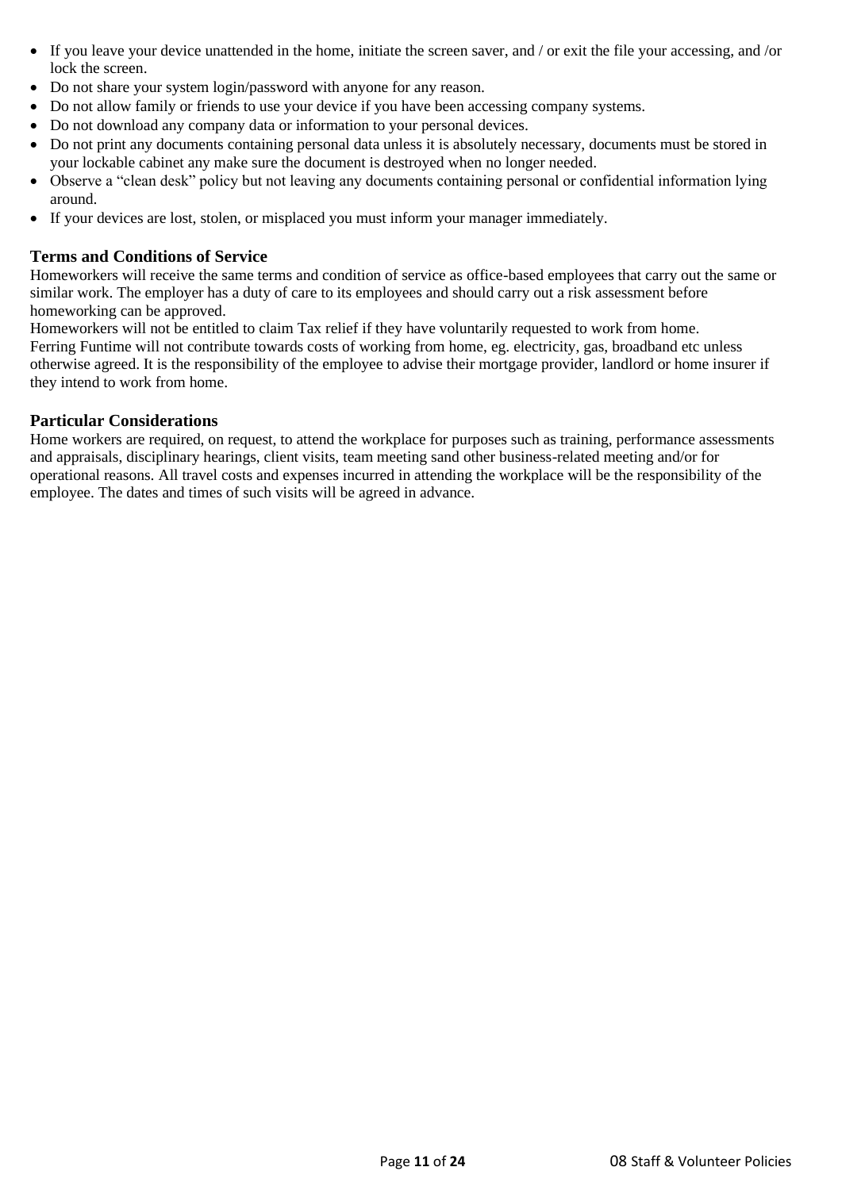- If you leave your device unattended in the home, initiate the screen saver, and / or exit the file your accessing, and /or lock the screen.
- Do not share your system login/password with anyone for any reason.
- Do not allow family or friends to use your device if you have been accessing company systems.
- Do not download any company data or information to your personal devices.
- Do not print any documents containing personal data unless it is absolutely necessary, documents must be stored in your lockable cabinet any make sure the document is destroyed when no longer needed.
- Observe a "clean desk" policy but not leaving any documents containing personal or confidential information lying around.
- If your devices are lost, stolen, or misplaced you must inform your manager immediately.

### Terms and Conditions of Service

Homeworkers will receive the same terms and condition of service as office-based employees that carry out the same or similar work. The employer has a duty of care to its employees and should carry out a risk assessment before homeworking can be approved.
Homeworkers will not be entitled to claim Tax relief if they have voluntarily requested to work from home.
Ferring Funtime will not contribute towards costs of working from home, eg. electricity, gas, broadband etc unless otherwise agreed. It is the responsibility of the employee to advise their mortgage provider, landlord or home insurer if they intend to work from home.

### Particular Considerations

Home workers are required, on request, to attend the workplace for purposes such as training, performance assessments and appraisals, disciplinary hearings, client visits, team meeting sand other business-related meeting and/or for operational reasons. All travel costs and expenses incurred in attending the workplace will be the responsibility of the employee. The dates and times of such visits will be agreed in advance.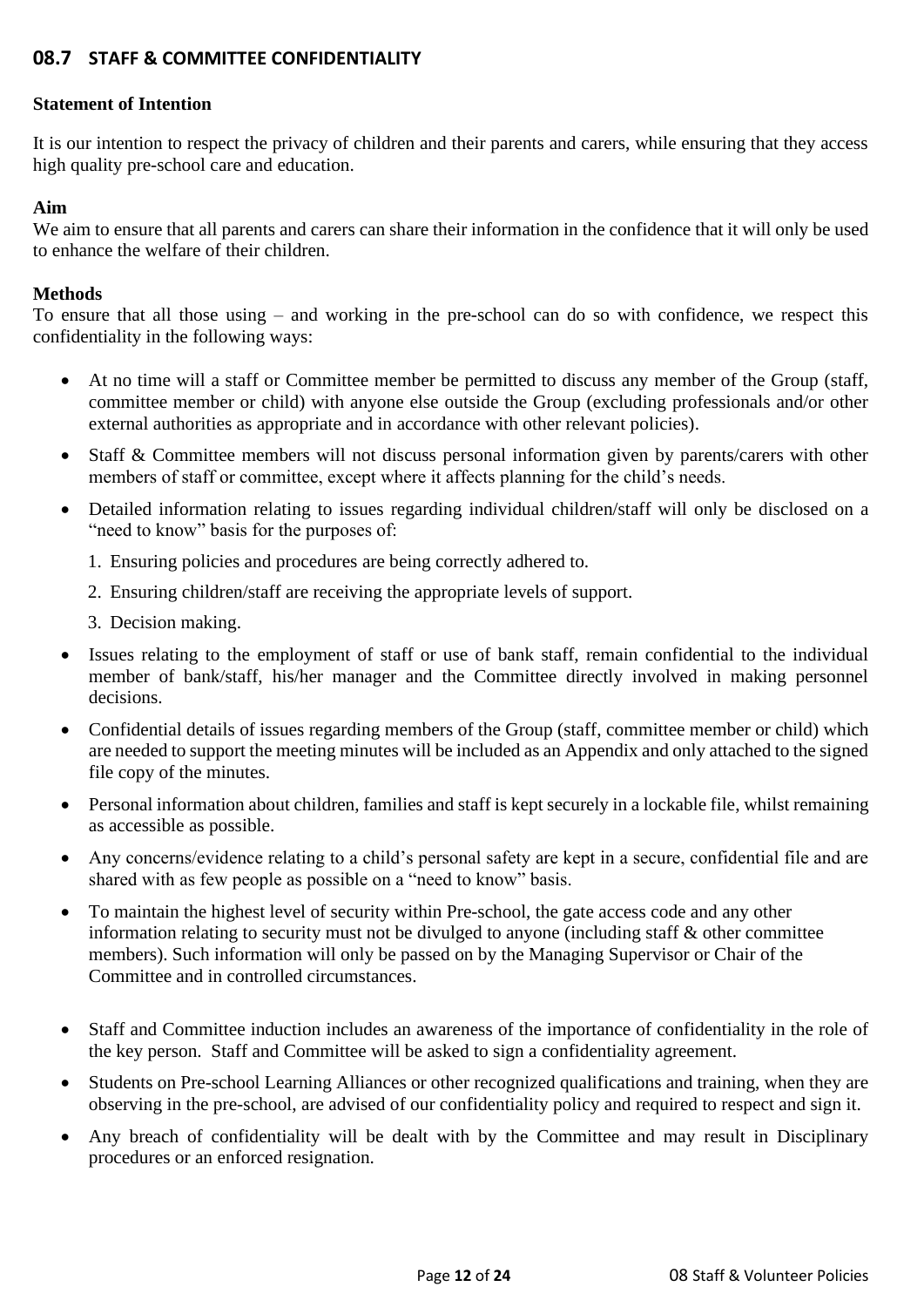## 08.7 STAFF & COMMITTEE CONFIDENTIALITY

**Statement of Intention**

It is our intention to respect the privacy of children and their parents and carers, while ensuring that they access high quality pre-school care and education.

**Aim**

We aim to ensure that all parents and carers can share their information in the confidence that it will only be used to enhance the welfare of their children.

**Methods**

To ensure that all those using – and working in the pre-school can do so with confidence, we respect this confidentiality in the following ways:

- At no time will a staff or Committee member be permitted to discuss any member of the Group (staff, committee member or child) with anyone else outside the Group (excluding professionals and/or other external authorities as appropriate and in accordance with other relevant policies).
- Staff & Committee members will not discuss personal information given by parents/carers with other members of staff or committee, except where it affects planning for the child's needs.
- Detailed information relating to issues regarding individual children/staff will only be disclosed on a "need to know" basis for the purposes of:
  1. Ensuring policies and procedures are being correctly adhered to.
  2. Ensuring children/staff are receiving the appropriate levels of support.
  3. Decision making.
- Issues relating to the employment of staff or use of bank staff, remain confidential to the individual member of bank/staff, his/her manager and the Committee directly involved in making personnel decisions.
- Confidential details of issues regarding members of the Group (staff, committee member or child) which are needed to support the meeting minutes will be included as an Appendix and only attached to the signed file copy of the minutes.
- Personal information about children, families and staff is kept securely in a lockable file, whilst remaining as accessible as possible.
- Any concerns/evidence relating to a child's personal safety are kept in a secure, confidential file and are shared with as few people as possible on a "need to know" basis.
- To maintain the highest level of security within Pre-school, the gate access code and any other information relating to security must not be divulged to anyone (including staff & other committee members). Such information will only be passed on by the Managing Supervisor or Chair of the Committee and in controlled circumstances.
- Staff and Committee induction includes an awareness of the importance of confidentiality in the role of the key person. Staff and Committee will be asked to sign a confidentiality agreement.
- Students on Pre-school Learning Alliances or other recognized qualifications and training, when they are observing in the pre-school, are advised of our confidentiality policy and required to respect and sign it.
- Any breach of confidentiality will be dealt with by the Committee and may result in Disciplinary procedures or an enforced resignation.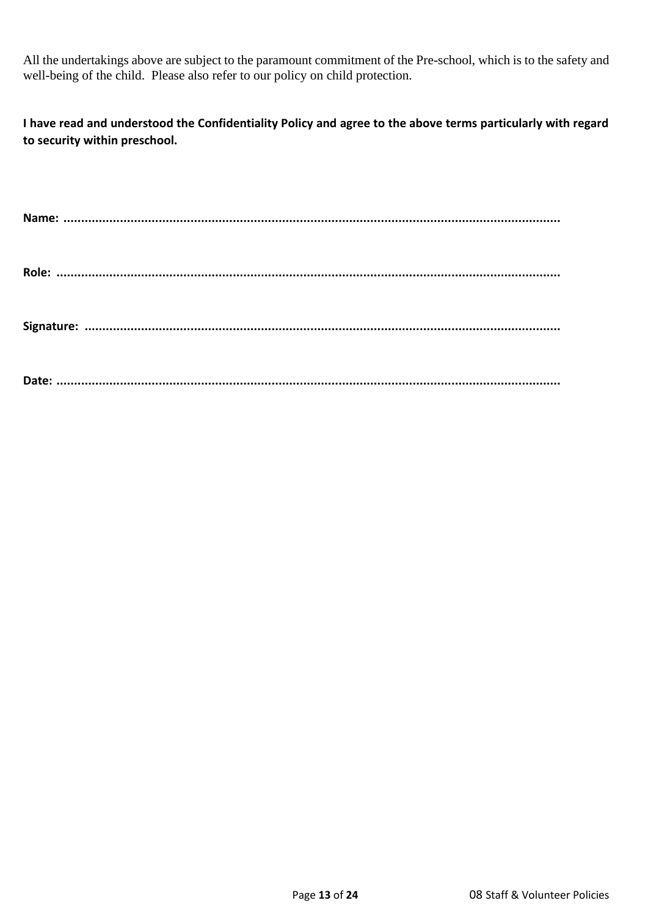All the undertakings above are subject to the paramount commitment of the Pre-school, which is to the safety and well-being of the child. Please also refer to our policy on child protection.

**I have read and understood the Confidentiality Policy and agree to the above terms particularly with regard to security within preschool.**

**Name: .............................................................................................................................................**

**Role: ..............................................................................................................................................**

**Signature: ......................................................................................................................................**

**Date: ..............................................................................................................................................**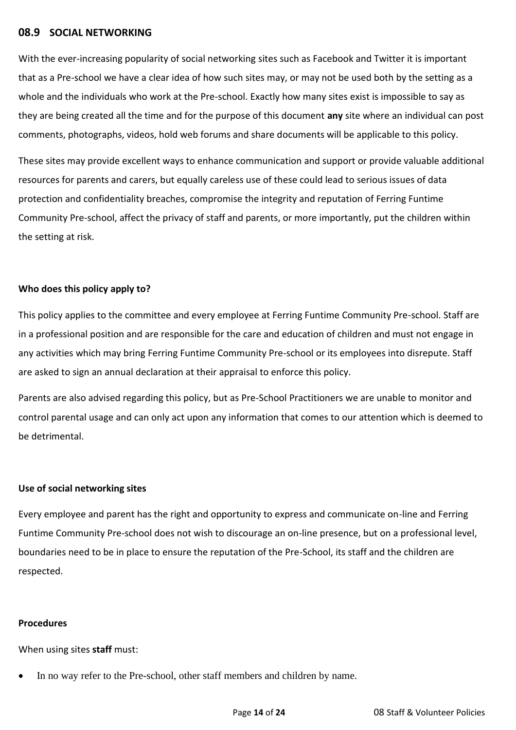## 08.9 SOCIAL NETWORKING

With the ever-increasing popularity of social networking sites such as Facebook and Twitter it is important that as a Pre-school we have a clear idea of how such sites may, or may not be used both by the setting as a whole and the individuals who work at the Pre-school. Exactly how many sites exist is impossible to say as they are being created all the time and for the purpose of this document **any** site where an individual can post comments, photographs, videos, hold web forums and share documents will be applicable to this policy.

These sites may provide excellent ways to enhance communication and support or provide valuable additional resources for parents and carers, but equally careless use of these could lead to serious issues of data protection and confidentiality breaches, compromise the integrity and reputation of Ferring Funtime Community Pre-school, affect the privacy of staff and parents, or more importantly, put the children within the setting at risk.

**Who does this policy apply to?**

This policy applies to the committee and every employee at Ferring Funtime Community Pre-school. Staff are in a professional position and are responsible for the care and education of children and must not engage in any activities which may bring Ferring Funtime Community Pre-school or its employees into disrepute. Staff are asked to sign an annual declaration at their appraisal to enforce this policy.

Parents are also advised regarding this policy, but as Pre-School Practitioners we are unable to monitor and control parental usage and can only act upon any information that comes to our attention which is deemed to be detrimental.

**Use of social networking sites**

Every employee and parent has the right and opportunity to express and communicate on-line and Ferring Funtime Community Pre-school does not wish to discourage an on-line presence, but on a professional level, boundaries need to be in place to ensure the reputation of the Pre-School, its staff and the children are respected.

**Procedures**

When using sites **staff** must:

- In no way refer to the Pre-school, other staff members and children by name.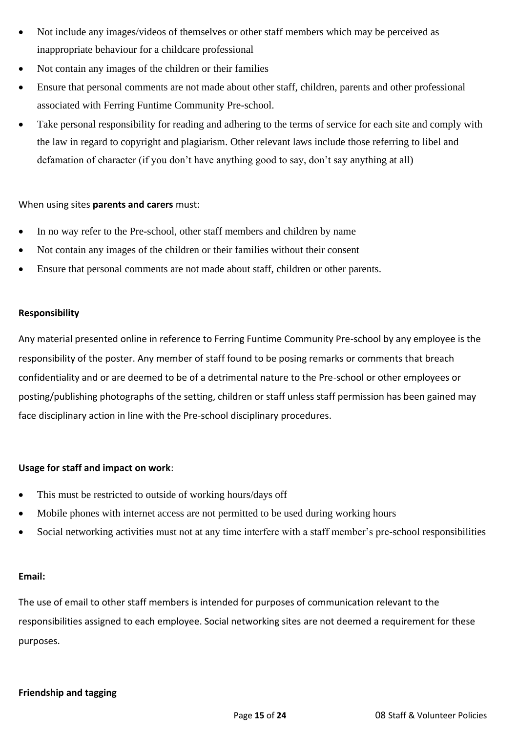- Not include any images/videos of themselves or other staff members which may be perceived as inappropriate behaviour for a childcare professional
- Not contain any images of the children or their families
- Ensure that personal comments are not made about other staff, children, parents and other professional associated with Ferring Funtime Community Pre-school.
- Take personal responsibility for reading and adhering to the terms of service for each site and comply with the law in regard to copyright and plagiarism. Other relevant laws include those referring to libel and defamation of character (if you don't have anything good to say, don't say anything at all)

When using sites **parents and carers** must:

- In no way refer to the Pre-school, other staff members and children by name
- Not contain any images of the children or their families without their consent
- Ensure that personal comments are not made about staff, children or other parents.

**Responsibility**

Any material presented online in reference to Ferring Funtime Community Pre-school by any employee is the responsibility of the poster. Any member of staff found to be posing remarks or comments that breach confidentiality and or are deemed to be of a detrimental nature to the Pre-school or other employees or posting/publishing photographs of the setting, children or staff unless staff permission has been gained may face disciplinary action in line with the Pre-school disciplinary procedures.

**Usage for staff and impact on work**:

- This must be restricted to outside of working hours/days off
- Mobile phones with internet access are not permitted to be used during working hours
- Social networking activities must not at any time interfere with a staff member's pre-school responsibilities

**Email:**

The use of email to other staff members is intended for purposes of communication relevant to the responsibilities assigned to each employee. Social networking sites are not deemed a requirement for these purposes.

**Friendship and tagging**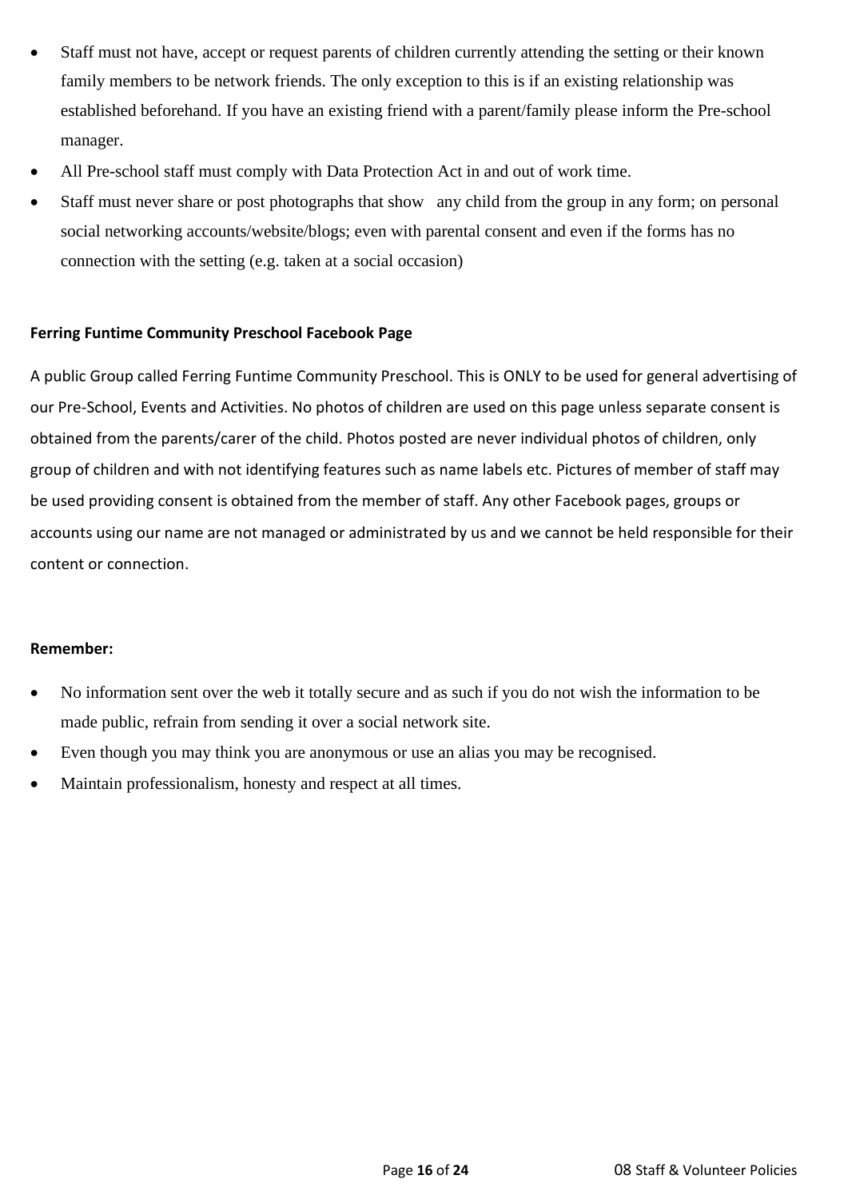- Staff must not have, accept or request parents of children currently attending the setting or their known family members to be network friends. The only exception to this is if an existing relationship was established beforehand. If you have an existing friend with a parent/family please inform the Pre-school manager.
- All Pre-school staff must comply with Data Protection Act in and out of work time.
- Staff must never share or post photographs that show any child from the group in any form; on personal social networking accounts/website/blogs; even with parental consent and even if the forms has no connection with the setting (e.g. taken at a social occasion)

**Ferring Funtime Community Preschool Facebook Page**

A public Group called Ferring Funtime Community Preschool. This is ONLY to be used for general advertising of our Pre-School, Events and Activities. No photos of children are used on this page unless separate consent is obtained from the parents/carer of the child. Photos posted are never individual photos of children, only group of children and with not identifying features such as name labels etc. Pictures of member of staff may be used providing consent is obtained from the member of staff. Any other Facebook pages, groups or accounts using our name are not managed or administrated by us and we cannot be held responsible for their content or connection.

**Remember:**

- No information sent over the web it totally secure and as such if you do not wish the information to be made public, refrain from sending it over a social network site.
- Even though you may think you are anonymous or use an alias you may be recognised.
- Maintain professionalism, honesty and respect at all times.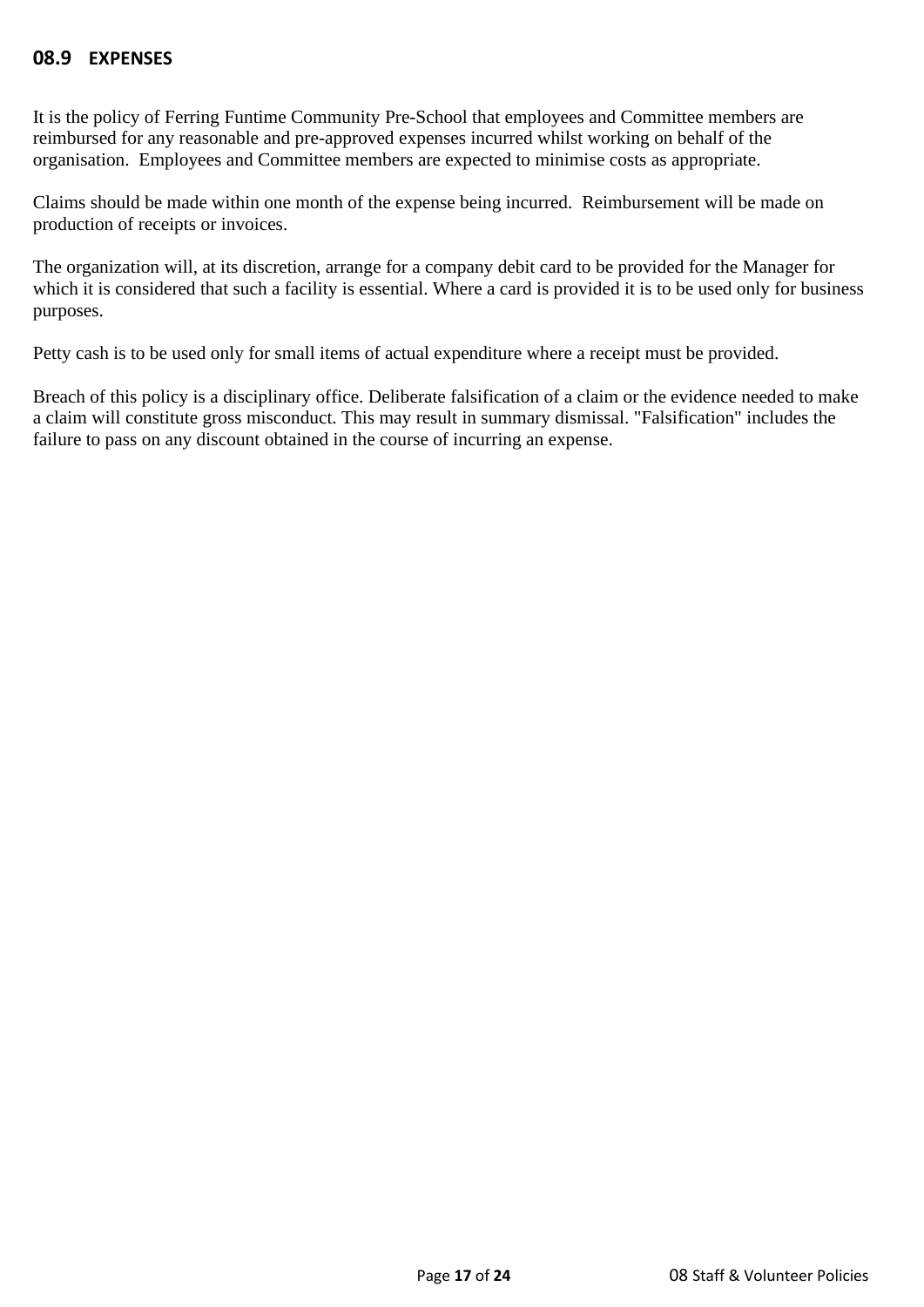## 08.9 EXPENSES

It is the policy of Ferring Funtime Community Pre-School that employees and Committee members are reimbursed for any reasonable and pre-approved expenses incurred whilst working on behalf of the organisation. Employees and Committee members are expected to minimise costs as appropriate.

Claims should be made within one month of the expense being incurred. Reimbursement will be made on production of receipts or invoices.

The organization will, at its discretion, arrange for a company debit card to be provided for the Manager for which it is considered that such a facility is essential. Where a card is provided it is to be used only for business purposes.

Petty cash is to be used only for small items of actual expenditure where a receipt must be provided.

Breach of this policy is a disciplinary office. Deliberate falsification of a claim or the evidence needed to make a claim will constitute gross misconduct. This may result in summary dismissal. "Falsification" includes the failure to pass on any discount obtained in the course of incurring an expense.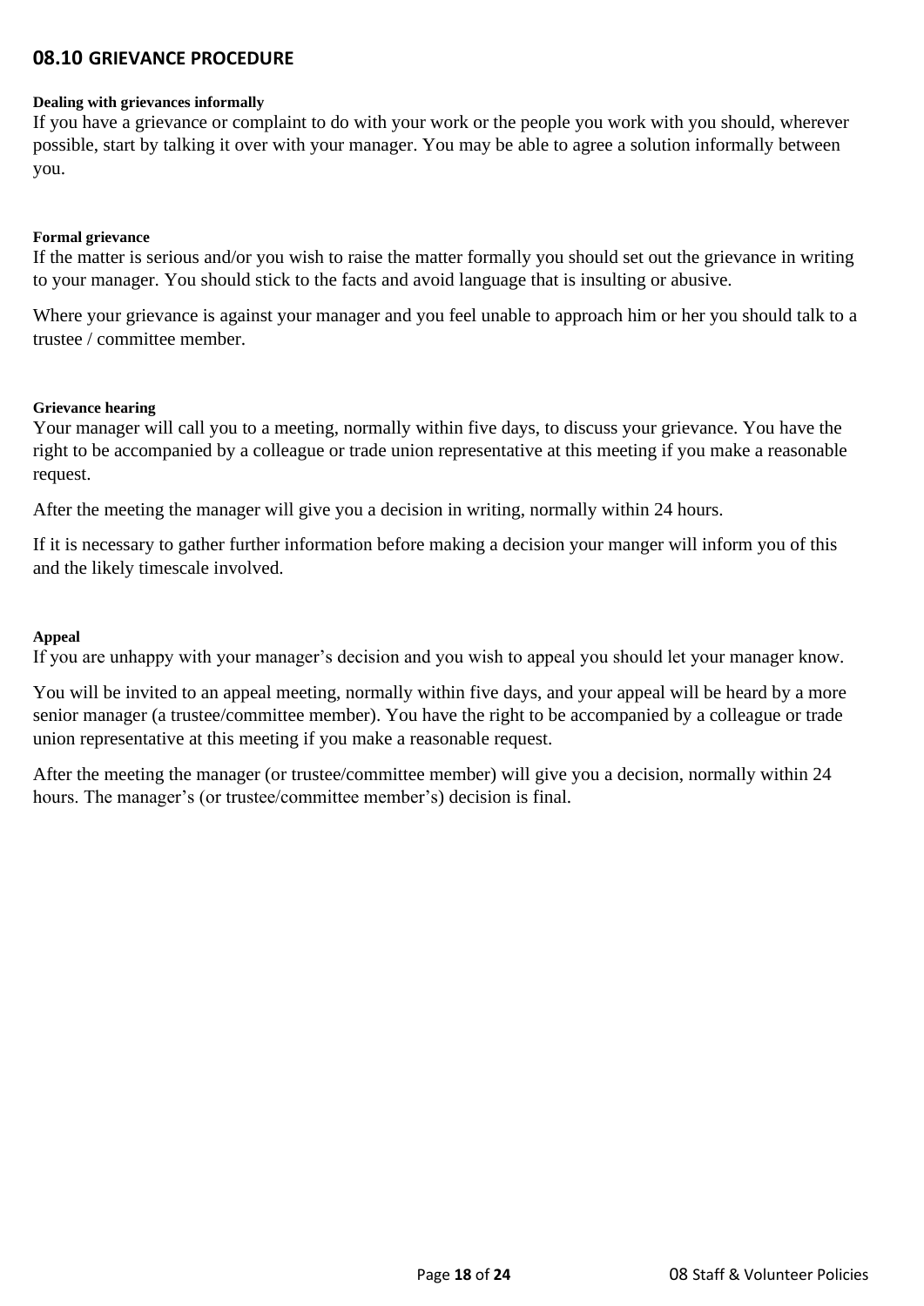## 08.10 GRIEVANCE PROCEDURE

**Dealing with grievances informally**

If you have a grievance or complaint to do with your work or the people you work with you should, wherever possible, start by talking it over with your manager. You may be able to agree a solution informally between you.

**Formal grievance**

If the matter is serious and/or you wish to raise the matter formally you should set out the grievance in writing to your manager. You should stick to the facts and avoid language that is insulting or abusive.

Where your grievance is against your manager and you feel unable to approach him or her you should talk to a trustee / committee member.

**Grievance hearing**

Your manager will call you to a meeting, normally within five days, to discuss your grievance. You have the right to be accompanied by a colleague or trade union representative at this meeting if you make a reasonable request.

After the meeting the manager will give you a decision in writing, normally within 24 hours.

If it is necessary to gather further information before making a decision your manger will inform you of this and the likely timescale involved.

**Appeal**

If you are unhappy with your manager's decision and you wish to appeal you should let your manager know.

You will be invited to an appeal meeting, normally within five days, and your appeal will be heard by a more senior manager (a trustee/committee member). You have the right to be accompanied by a colleague or trade union representative at this meeting if you make a reasonable request.

After the meeting the manager (or trustee/committee member) will give you a decision, normally within 24 hours. The manager's (or trustee/committee member's) decision is final.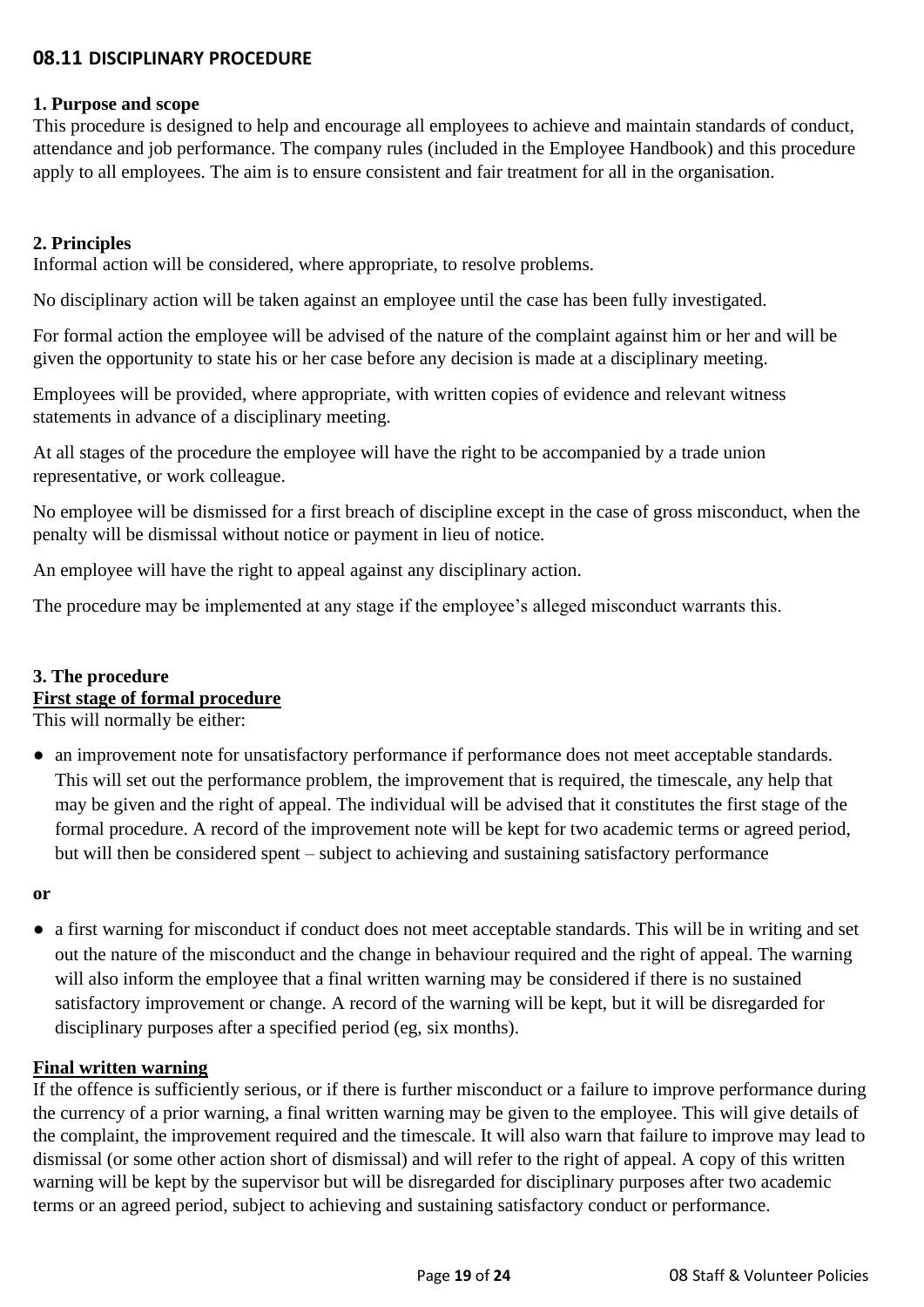## 08.11 DISCIPLINARY PROCEDURE

### 1. Purpose and scope

This procedure is designed to help and encourage all employees to achieve and maintain standards of conduct, attendance and job performance. The company rules (included in the Employee Handbook) and this procedure apply to all employees. The aim is to ensure consistent and fair treatment for all in the organisation.

### 2. Principles

Informal action will be considered, where appropriate, to resolve problems.

No disciplinary action will be taken against an employee until the case has been fully investigated.

For formal action the employee will be advised of the nature of the complaint against him or her and will be given the opportunity to state his or her case before any decision is made at a disciplinary meeting.

Employees will be provided, where appropriate, with written copies of evidence and relevant witness statements in advance of a disciplinary meeting.

At all stages of the procedure the employee will have the right to be accompanied by a trade union representative, or work colleague.

No employee will be dismissed for a first breach of discipline except in the case of gross misconduct, when the penalty will be dismissal without notice or payment in lieu of notice.

An employee will have the right to appeal against any disciplinary action.

The procedure may be implemented at any stage if the employee's alleged misconduct warrants this.

### 3. The procedure

**First stage of formal procedure**

This will normally be either:

- an improvement note for unsatisfactory performance if performance does not meet acceptable standards. This will set out the performance problem, the improvement that is required, the timescale, any help that may be given and the right of appeal. The individual will be advised that it constitutes the first stage of the formal procedure. A record of the improvement note will be kept for two academic terms or agreed period, but will then be considered spent – subject to achieving and sustaining satisfactory performance

**or**

- a first warning for misconduct if conduct does not meet acceptable standards. This will be in writing and set out the nature of the misconduct and the change in behaviour required and the right of appeal. The warning will also inform the employee that a final written warning may be considered if there is no sustained satisfactory improvement or change. A record of the warning will be kept, but it will be disregarded for disciplinary purposes after a specified period (eg, six months).

**Final written warning**

If the offence is sufficiently serious, or if there is further misconduct or a failure to improve performance during the currency of a prior warning, a final written warning may be given to the employee. This will give details of the complaint, the improvement required and the timescale. It will also warn that failure to improve may lead to dismissal (or some other action short of dismissal) and will refer to the right of appeal. A copy of this written warning will be kept by the supervisor but will be disregarded for disciplinary purposes after two academic terms or an agreed period, subject to achieving and sustaining satisfactory conduct or performance.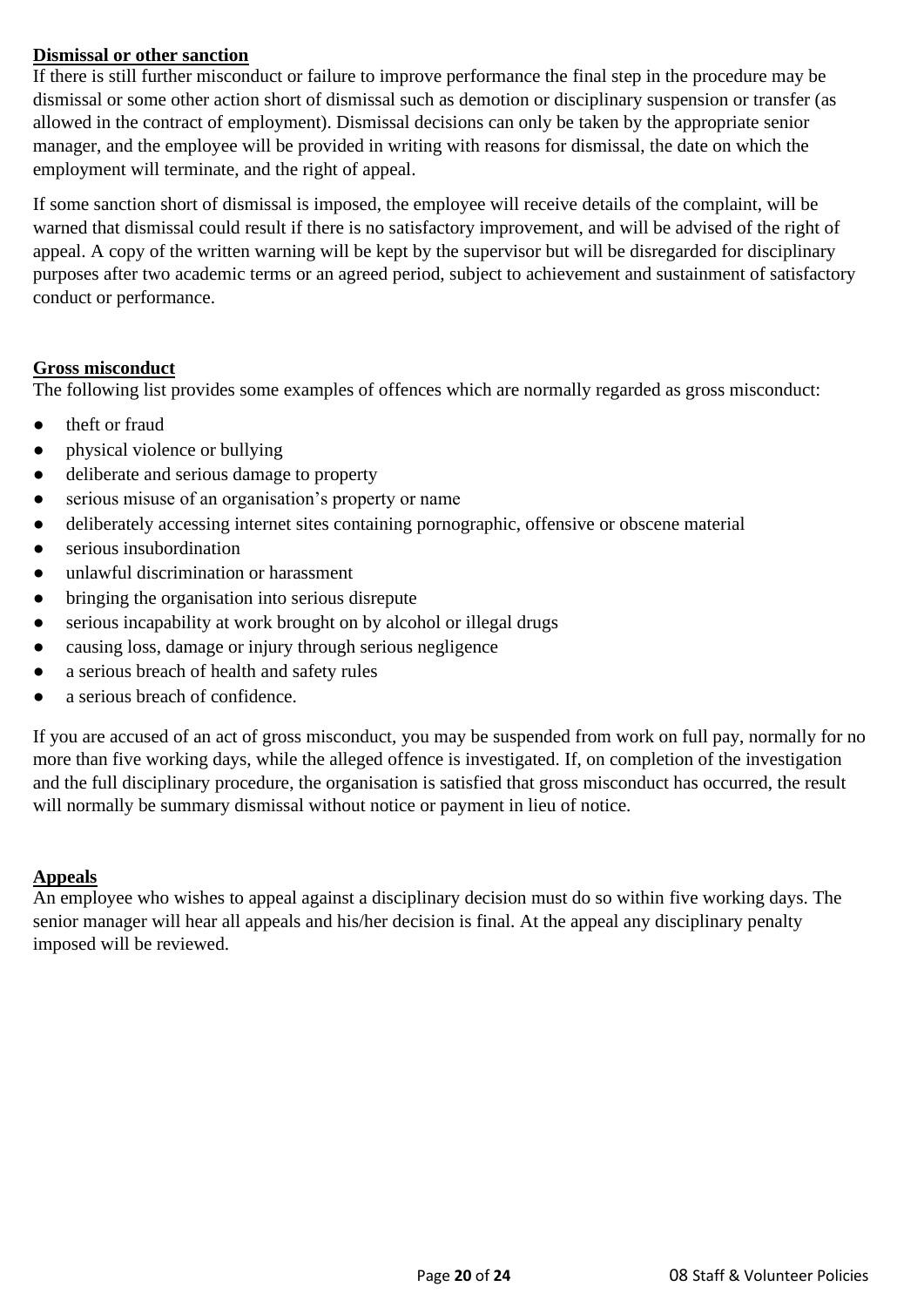**Dismissal or other sanction**

If there is still further misconduct or failure to improve performance the final step in the procedure may be dismissal or some other action short of dismissal such as demotion or disciplinary suspension or transfer (as allowed in the contract of employment). Dismissal decisions can only be taken by the appropriate senior manager, and the employee will be provided in writing with reasons for dismissal, the date on which the employment will terminate, and the right of appeal.

If some sanction short of dismissal is imposed, the employee will receive details of the complaint, will be warned that dismissal could result if there is no satisfactory improvement, and will be advised of the right of appeal. A copy of the written warning will be kept by the supervisor but will be disregarded for disciplinary purposes after two academic terms or an agreed period, subject to achievement and sustainment of satisfactory conduct or performance.

**Gross misconduct**

The following list provides some examples of offences which are normally regarded as gross misconduct:

- theft or fraud
- physical violence or bullying
- deliberate and serious damage to property
- serious misuse of an organisation's property or name
- deliberately accessing internet sites containing pornographic, offensive or obscene material
- serious insubordination
- unlawful discrimination or harassment
- bringing the organisation into serious disrepute
- serious incapability at work brought on by alcohol or illegal drugs
- causing loss, damage or injury through serious negligence
- a serious breach of health and safety rules
- a serious breach of confidence.

If you are accused of an act of gross misconduct, you may be suspended from work on full pay, normally for no more than five working days, while the alleged offence is investigated. If, on completion of the investigation and the full disciplinary procedure, the organisation is satisfied that gross misconduct has occurred, the result will normally be summary dismissal without notice or payment in lieu of notice.

**Appeals**

An employee who wishes to appeal against a disciplinary decision must do so within five working days. The senior manager will hear all appeals and his/her decision is final. At the appeal any disciplinary penalty imposed will be reviewed.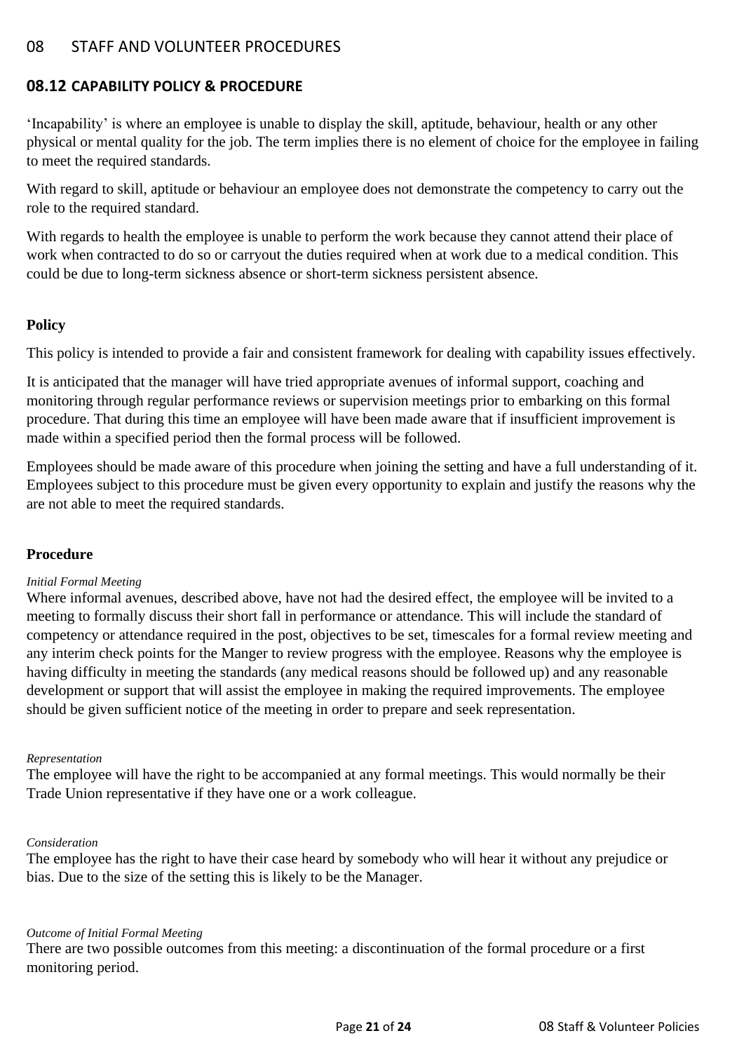# 08 STAFF AND VOLUNTEER PROCEDURES

## 08.12 CAPABILITY POLICY & PROCEDURE

'Incapability' is where an employee is unable to display the skill, aptitude, behaviour, health or any other physical or mental quality for the job. The term implies there is no element of choice for the employee in failing to meet the required standards.

With regard to skill, aptitude or behaviour an employee does not demonstrate the competency to carry out the role to the required standard.

With regards to health the employee is unable to perform the work because they cannot attend their place of work when contracted to do so or carryout the duties required when at work due to a medical condition. This could be due to long-term sickness absence or short-term sickness persistent absence.

### Policy

This policy is intended to provide a fair and consistent framework for dealing with capability issues effectively.

It is anticipated that the manager will have tried appropriate avenues of informal support, coaching and monitoring through regular performance reviews or supervision meetings prior to embarking on this formal procedure. That during this time an employee will have been made aware that if insufficient improvement is made within a specified period then the formal process will be followed.

Employees should be made aware of this procedure when joining the setting and have a full understanding of it. Employees subject to this procedure must be given every opportunity to explain and justify the reasons why the are not able to meet the required standards.

### Procedure

*Initial Formal Meeting*

Where informal avenues, described above, have not had the desired effect, the employee will be invited to a meeting to formally discuss their short fall in performance or attendance. This will include the standard of competency or attendance required in the post, objectives to be set, timescales for a formal review meeting and any interim check points for the Manger to review progress with the employee. Reasons why the employee is having difficulty in meeting the standards (any medical reasons should be followed up) and any reasonable development or support that will assist the employee in making the required improvements. The employee should be given sufficient notice of the meeting in order to prepare and seek representation.

*Representation*

The employee will have the right to be accompanied at any formal meetings. This would normally be their Trade Union representative if they have one or a work colleague.

*Consideration*

The employee has the right to have their case heard by somebody who will hear it without any prejudice or bias. Due to the size of the setting this is likely to be the Manager.

*Outcome of Initial Formal Meeting*

There are two possible outcomes from this meeting: a discontinuation of the formal procedure or a first monitoring period.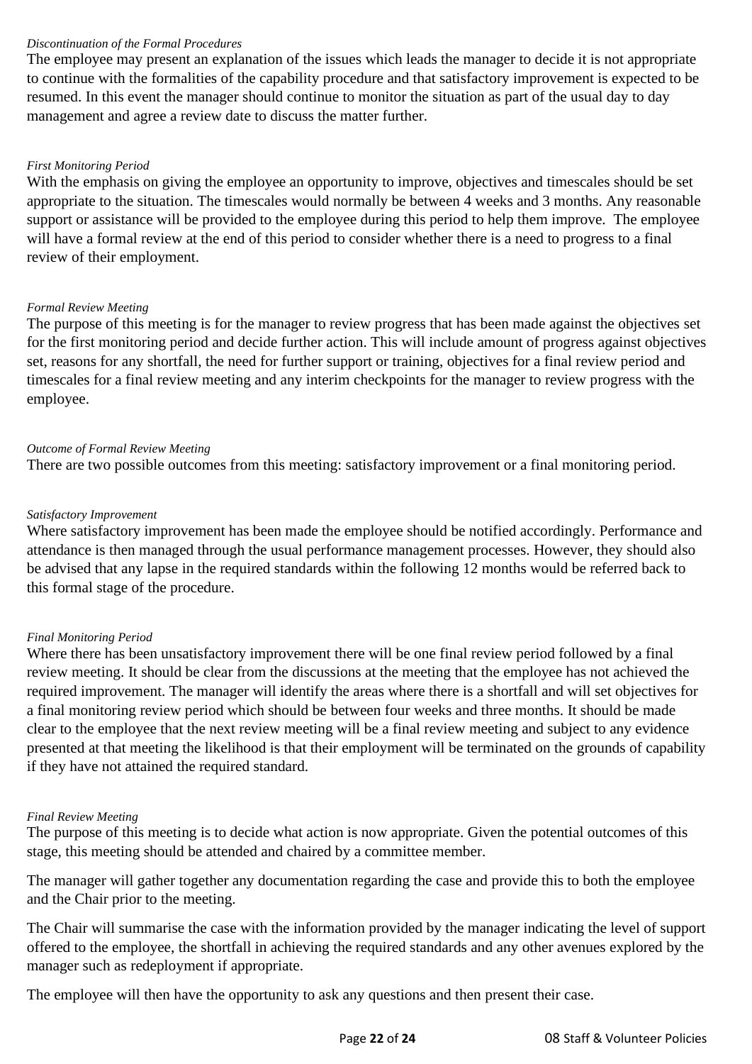*Discontinuation of the Formal Procedures*

The employee may present an explanation of the issues which leads the manager to decide it is not appropriate to continue with the formalities of the capability procedure and that satisfactory improvement is expected to be resumed. In this event the manager should continue to monitor the situation as part of the usual day to day management and agree a review date to discuss the matter further.

*First Monitoring Period*

With the emphasis on giving the employee an opportunity to improve, objectives and timescales should be set appropriate to the situation. The timescales would normally be between 4 weeks and 3 months. Any reasonable support or assistance will be provided to the employee during this period to help them improve. The employee will have a formal review at the end of this period to consider whether there is a need to progress to a final review of their employment.

*Formal Review Meeting*

The purpose of this meeting is for the manager to review progress that has been made against the objectives set for the first monitoring period and decide further action. This will include amount of progress against objectives set, reasons for any shortfall, the need for further support or training, objectives for a final review period and timescales for a final review meeting and any interim checkpoints for the manager to review progress with the employee.

*Outcome of Formal Review Meeting*

There are two possible outcomes from this meeting: satisfactory improvement or a final monitoring period.

*Satisfactory Improvement*

Where satisfactory improvement has been made the employee should be notified accordingly. Performance and attendance is then managed through the usual performance management processes. However, they should also be advised that any lapse in the required standards within the following 12 months would be referred back to this formal stage of the procedure.

*Final Monitoring Period*

Where there has been unsatisfactory improvement there will be one final review period followed by a final review meeting. It should be clear from the discussions at the meeting that the employee has not achieved the required improvement. The manager will identify the areas where there is a shortfall and will set objectives for a final monitoring review period which should be between four weeks and three months. It should be made clear to the employee that the next review meeting will be a final review meeting and subject to any evidence presented at that meeting the likelihood is that their employment will be terminated on the grounds of capability if they have not attained the required standard.

*Final Review Meeting*

The purpose of this meeting is to decide what action is now appropriate. Given the potential outcomes of this stage, this meeting should be attended and chaired by a committee member.

The manager will gather together any documentation regarding the case and provide this to both the employee and the Chair prior to the meeting.

The Chair will summarise the case with the information provided by the manager indicating the level of support offered to the employee, the shortfall in achieving the required standards and any other avenues explored by the manager such as redeployment if appropriate.

The employee will then have the opportunity to ask any questions and then present their case.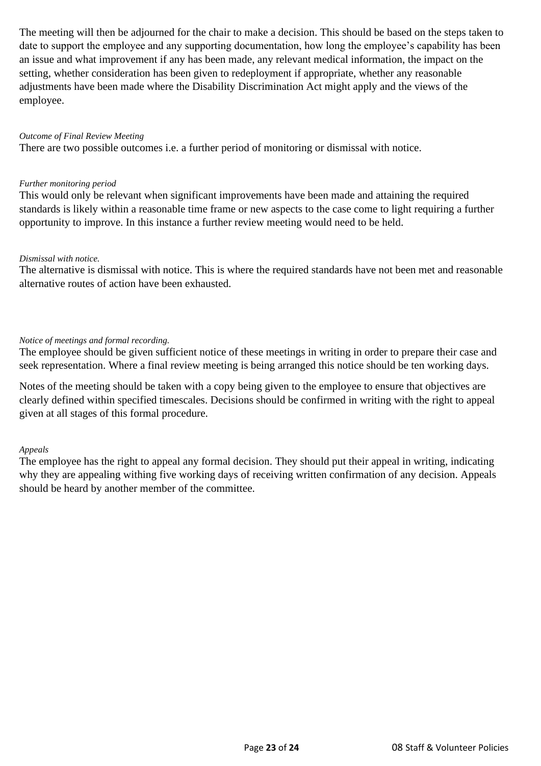The meeting will then be adjourned for the chair to make a decision. This should be based on the steps taken to date to support the employee and any supporting documentation, how long the employee's capability has been an issue and what improvement if any has been made, any relevant medical information, the impact on the setting, whether consideration has been given to redeployment if appropriate, whether any reasonable adjustments have been made where the Disability Discrimination Act might apply and the views of the employee.

*Outcome of Final Review Meeting*

There are two possible outcomes i.e. a further period of monitoring or dismissal with notice.

*Further monitoring period*

This would only be relevant when significant improvements have been made and attaining the required standards is likely within a reasonable time frame or new aspects to the case come to light requiring a further opportunity to improve. In this instance a further review meeting would need to be held.

*Dismissal with notice.*

The alternative is dismissal with notice. This is where the required standards have not been met and reasonable alternative routes of action have been exhausted.

*Notice of meetings and formal recording.*

The employee should be given sufficient notice of these meetings in writing in order to prepare their case and seek representation. Where a final review meeting is being arranged this notice should be ten working days.

Notes of the meeting should be taken with a copy being given to the employee to ensure that objectives are clearly defined within specified timescales. Decisions should be confirmed in writing with the right to appeal given at all stages of this formal procedure.

*Appeals*

The employee has the right to appeal any formal decision. They should put their appeal in writing, indicating why they are appealing withing five working days of receiving written confirmation of any decision. Appeals should be heard by another member of the committee.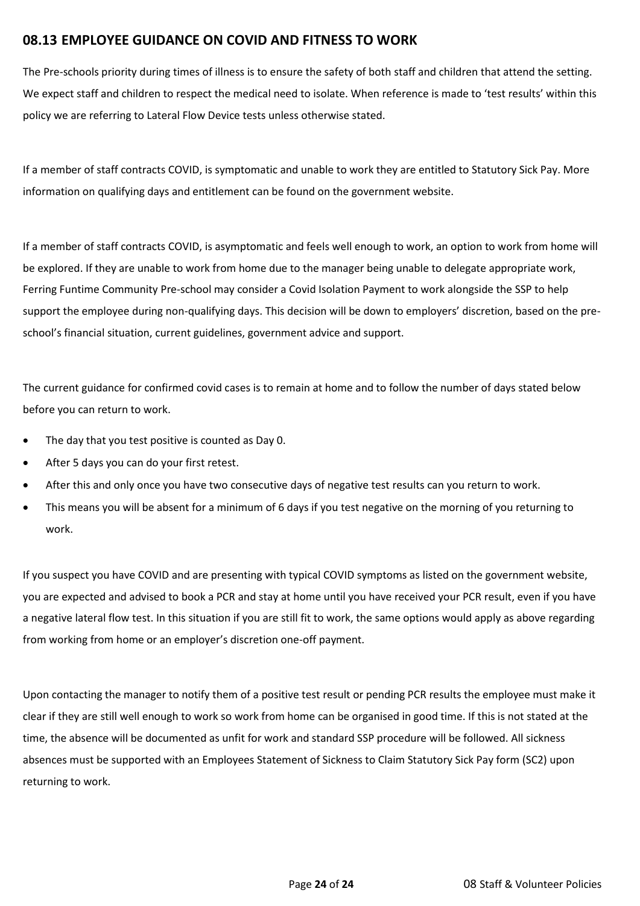## 08.13 EMPLOYEE GUIDANCE ON COVID AND FITNESS TO WORK

The Pre-schools priority during times of illness is to ensure the safety of both staff and children that attend the setting. We expect staff and children to respect the medical need to isolate. When reference is made to 'test results' within this policy we are referring to Lateral Flow Device tests unless otherwise stated.

If a member of staff contracts COVID, is symptomatic and unable to work they are entitled to Statutory Sick Pay. More information on qualifying days and entitlement can be found on the government website.

If a member of staff contracts COVID, is asymptomatic and feels well enough to work, an option to work from home will be explored. If they are unable to work from home due to the manager being unable to delegate appropriate work, Ferring Funtime Community Pre-school may consider a Covid Isolation Payment to work alongside the SSP to help support the employee during non-qualifying days. This decision will be down to employers' discretion, based on the pre-school's financial situation, current guidelines, government advice and support.

The current guidance for confirmed covid cases is to remain at home and to follow the number of days stated below before you can return to work.

- The day that you test positive is counted as Day 0.
- After 5 days you can do your first retest.
- After this and only once you have two consecutive days of negative test results can you return to work.
- This means you will be absent for a minimum of 6 days if you test negative on the morning of you returning to work.

If you suspect you have COVID and are presenting with typical COVID symptoms as listed on the government website, you are expected and advised to book a PCR and stay at home until you have received your PCR result, even if you have a negative lateral flow test. In this situation if you are still fit to work, the same options would apply as above regarding from working from home or an employer's discretion one-off payment.

Upon contacting the manager to notify them of a positive test result or pending PCR results the employee must make it clear if they are still well enough to work so work from home can be organised in good time. If this is not stated at the time, the absence will be documented as unfit for work and standard SSP procedure will be followed. All sickness absences must be supported with an Employees Statement of Sickness to Claim Statutory Sick Pay form (SC2) upon returning to work.